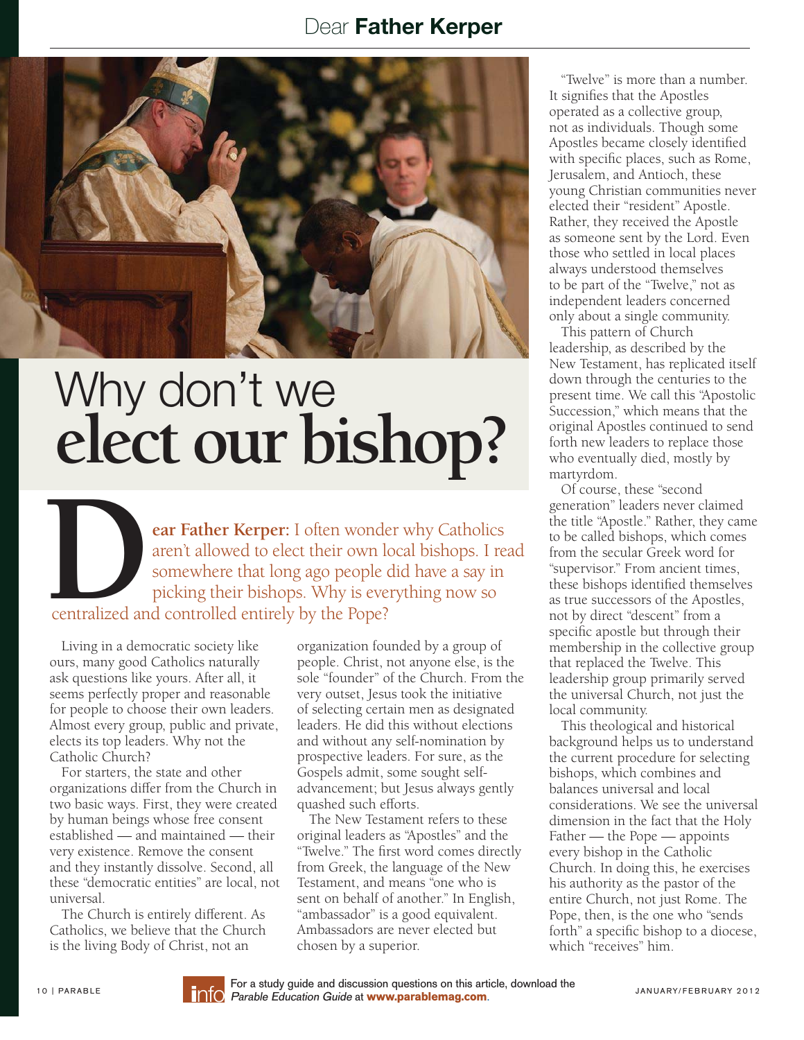# Why don't we **elect our bishop?**

**Dear Father Kerper:** I often wonder why Catholics aren't allowed to elect their own local bishops. I read somewhere that long ago people did have a say in picking their bishops. Why is everything now so centralized and controlled entirely by the Pope?

Living in a democratic society like ours, many good Catholics naturally ask questions like yours. After all, it seems perfectly proper and reasonable for people to choose their own leaders. Almost every group, public and private, elects its top leaders. Why not the Catholic Church?

For starters, the state and other organizations differ from the Church in two basic ways. First, they were created by human beings whose free consent established — and maintained — their very existence. Remove the consent and they instantly dissolve. Second, all these "democratic entities" are local, not universal.

The Church is entirely different. As Catholics, we believe that the Church is the living Body of Christ, not an organization founded by a group of people. Christ, not anyone else, is the sole "founder" of the Church. From the very outset, Jesus took the initiative of selecting certain men as designated leaders. He did this without elections and without any self-nomination by prospective leaders. For sure, as the Gospels admit, some sought self-advancement; but Jesus always gently quashed such efforts.

The New Testament refers to these original leaders as "Apostles" and the "Twelve." The first word comes directly from Greek, the language of the New Testament, and means "one who is sent on behalf of another." In English, "ambassador" is a good equivalent. Ambassadors are never elected but chosen by a superior.

"Twelve" is more than a number. It signifies that the Apostles operated as a collective group, not as individuals. Though some Apostles became closely identified with specific places, such as Rome, Jerusalem, and Antioch, these young Christian communities never elected their "resident" Apostle. Rather, they received the Apostle as someone sent by the Lord. Even those who settled in local places always understood themselves to be part of the "Twelve," not as independent leaders concerned only about a single community.

This pattern of Church leadership, as described by the New Testament, has replicated itself down through the centuries to the present time. We call this "Apostolic Succession," which means that the original Apostles continued to send forth new leaders to replace those who eventually died, mostly by martyrdom.

Of course, these "second generation" leaders never claimed the title "Apostle." Rather, they came to be called bishops, which comes from the secular Greek word for "supervisor." From ancient times, these bishops identified themselves as true successors of the Apostles, not by direct "descent" from a specific apostle but through their membership in the collective group that replaced the Twelve. This leadership group primarily served the universal Church, not just the local community.

This theological and historical background helps us to understand the current procedure for selecting bishops, which combines and balances universal and local considerations. We see the universal dimension in the fact that the Holy Father — the Pope — appoints every bishop in the Catholic Church. In doing this, he exercises his authority as the pastor of the entire Church, not just Rome. The Pope, then, is the one who "sends forth" a specific bishop to a diocese, which "receives" him.

For a study guide and discussion questions on this article, download the *Parable Education Guide* at **www.parablemag.com**.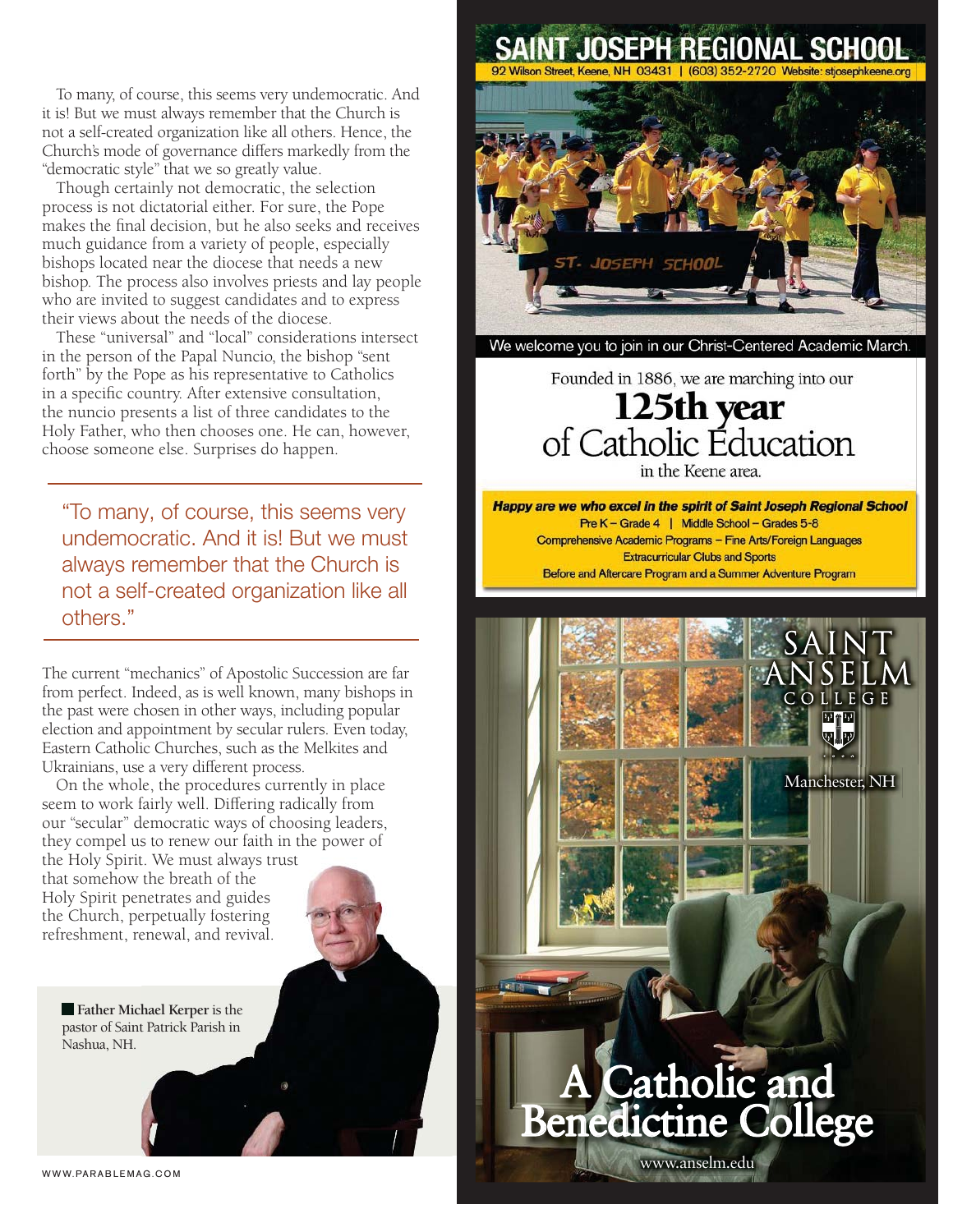To many, of course, this seems very undemocratic. And it is! But we must always remember that the Church is not a self-created organization like all others. Hence, the Church's mode of governance differs markedly from the "democratic style" that we so greatly value.

Though certainly not democratic, the selection process is not dictatorial either. For sure, the Pope makes the final decision, but he also seeks and receives much guidance from a variety of people, especially bishops located near the diocese that needs a new bishop. The process also involves priests and lay people who are invited to suggest candidates and to express their views about the needs of the diocese.

These "universal" and "local" considerations intersect in the person of the Papal Nuncio, the bishop "sent forth" by the Pope as his representative to Catholics in a specific country. After extensive consultation, the nuncio presents a list of three candidates to the Holy Father, who then chooses one. He can, however, choose someone else. Surprises do happen.

> "To many, of course, this seems very undemocratic. And it is! But we must always remember that the Church is not a self-created organization like all others."

The current "mechanics" of Apostolic Succession are far from perfect. Indeed, as is well known, many bishops in the past were chosen in other ways, including popular election and appointment by secular rulers. Even today, Eastern Catholic Churches, such as the Melkites and Ukrainians, use a very different process.

On the whole, the procedures currently in place seem to work fairly well. Differing radically from our "secular" democratic ways of choosing leaders, they compel us to renew our faith in the power of the Holy Spirit. We must always trust that somehow the breath of the Holy Spirit penetrates and guides the Church, perpetually fostering refreshment, renewal, and revival.

**Father Michael Kerper** is the pastor of Saint Patrick Parish in Nashua, NH.

# SAINT JOSEPH REGIONAL SCHOOL

92 Wilson Street, Keene, NH 03431 | (603) 352-2720 Website: stjosephkeene.org

ST. JOSEPH SCHOOL

We welcome you to join in our Christ-Centered Academic March.

Founded in 1886, we are marching into our

**125th year**

of Catholic Education

in the Keene area.

***Happy are we who excel in the spirit of Saint Joseph Regional School***

Pre K – Grade 4 | Middle School – Grades 5-8

Comprehensive Academic Programs – Fine Arts/Foreign Languages

Extracurricular Clubs and Sports

Before and Aftercare Program and a Summer Adventure Program

# SAINT ANSELM COLLEGE

Manchester, NH

## A Catholic and Benedictine College

www.anselm.edu